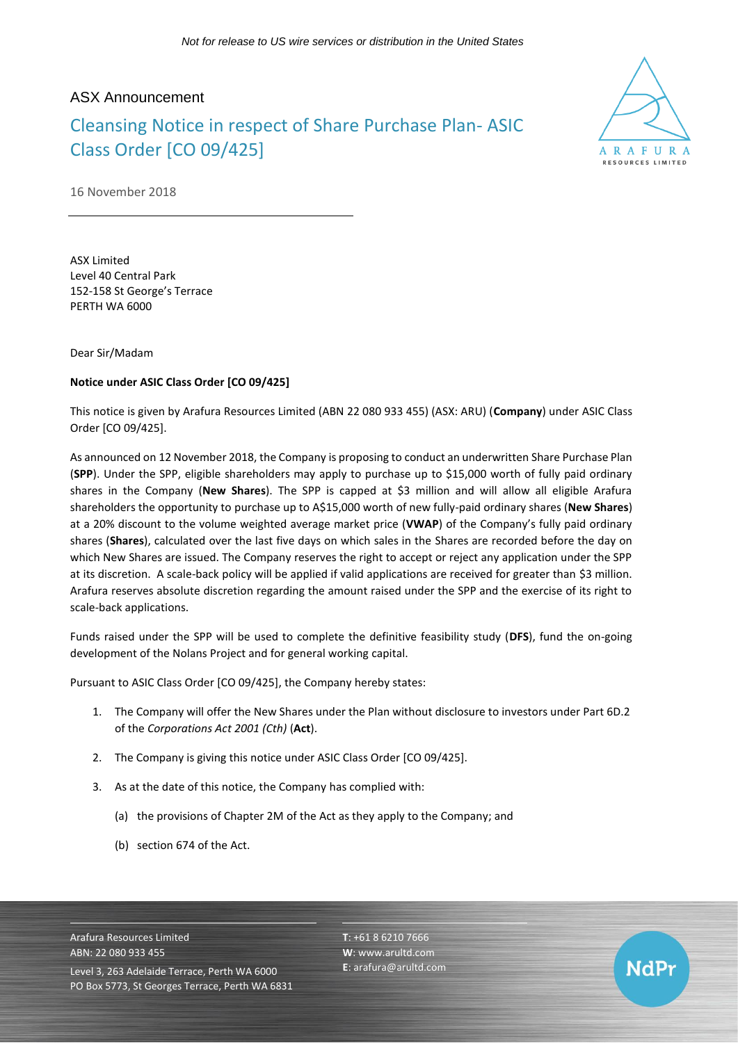*Not for release to US wire services or distribution in the United States*

ASX Announcement

# Cleansing Notice in respect of Share Purchase Plan- ASIC Class Order [CO 09/425]

16 November 2018

ASX Limited
Level 40 Central Park
152-158 St George's Terrace
PERTH WA 6000

Dear Sir/Madam

**Notice under ASIC Class Order [CO 09/425]**

This notice is given by Arafura Resources Limited (ABN 22 080 933 455) (ASX: ARU) (**Company**) under ASIC Class Order [CO 09/425].

As announced on 12 November 2018, the Company is proposing to conduct an underwritten Share Purchase Plan (**SPP**). Under the SPP, eligible shareholders may apply to purchase up to $15,000 worth of fully paid ordinary shares in the Company (**New Shares**). The SPP is capped at $3 million and will allow all eligible Arafura shareholders the opportunity to purchase up to A$15,000 worth of new fully-paid ordinary shares (**New Shares**) at a 20% discount to the volume weighted average market price (**VWAP**) of the Company's fully paid ordinary shares (**Shares**), calculated over the last five days on which sales in the Shares are recorded before the day on which New Shares are issued. The Company reserves the right to accept or reject any application under the SPP at its discretion. A scale-back policy will be applied if valid applications are received for greater than $3 million. Arafura reserves absolute discretion regarding the amount raised under the SPP and the exercise of its right to scale-back applications.

Funds raised under the SPP will be used to complete the definitive feasibility study (**DFS**), fund the on-going development of the Nolans Project and for general working capital.

Pursuant to ASIC Class Order [CO 09/425], the Company hereby states:

1. The Company will offer the New Shares under the Plan without disclosure to investors under Part 6D.2 of the *Corporations Act 2001 (Cth)* (**Act**).
2. The Company is giving this notice under ASIC Class Order [CO 09/425].
3. As at the date of this notice, the Company has complied with:
   (a) the provisions of Chapter 2M of the Act as they apply to the Company; and
   (b) section 674 of the Act.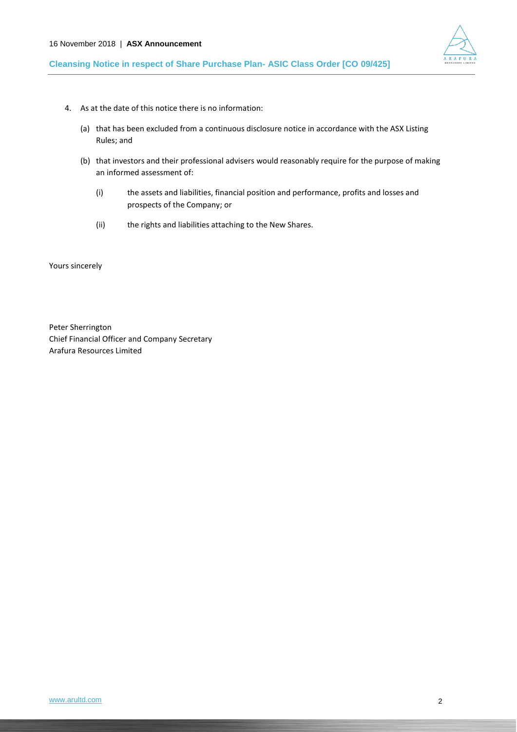4. As at the date of this notice there is no information:

   (a) that has been excluded from a continuous disclosure notice in accordance with the ASX Listing Rules; and

   (b) that investors and their professional advisers would reasonably require for the purpose of making an informed assessment of:

      (i) the assets and liabilities, financial position and performance, profits and losses and prospects of the Company; or

      (ii) the rights and liabilities attaching to the New Shares.

Yours sincerely

Peter Sherrington
Chief Financial Officer and Company Secretary
Arafura Resources Limited